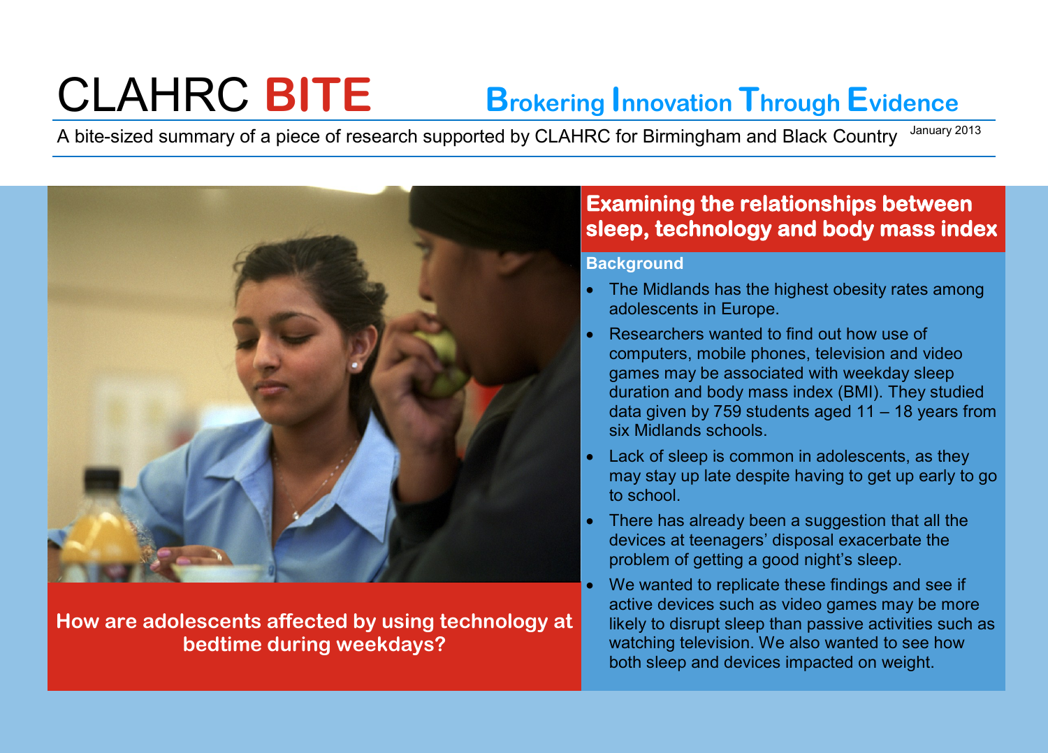# CLAHRC BITE

**Brokering Innovation Through Evidence**

A bite-sized summary of a piece of research supported by CLAHRC for Birmingham and Black Country — January 2013

**How are adolescents affected by using technology at bedtime during weekdays?**

## Examining the relationships between sleep, technology and body mass index

### Background

- The Midlands has the highest obesity rates among adolescents in Europe.
- Researchers wanted to find out how use of computers, mobile phones, television and video games may be associated with weekday sleep duration and body mass index (BMI). They studied data given by 759 students aged 11 – 18 years from six Midlands schools.
- Lack of sleep is common in adolescents, as they may stay up late despite having to get up early to go to school.
- There has already been a suggestion that all the devices at teenagers' disposal exacerbate the problem of getting a good night's sleep.
- We wanted to replicate these findings and see if active devices such as video games may be more likely to disrupt sleep than passive activities such as watching television. We also wanted to see how both sleep and devices impacted on weight.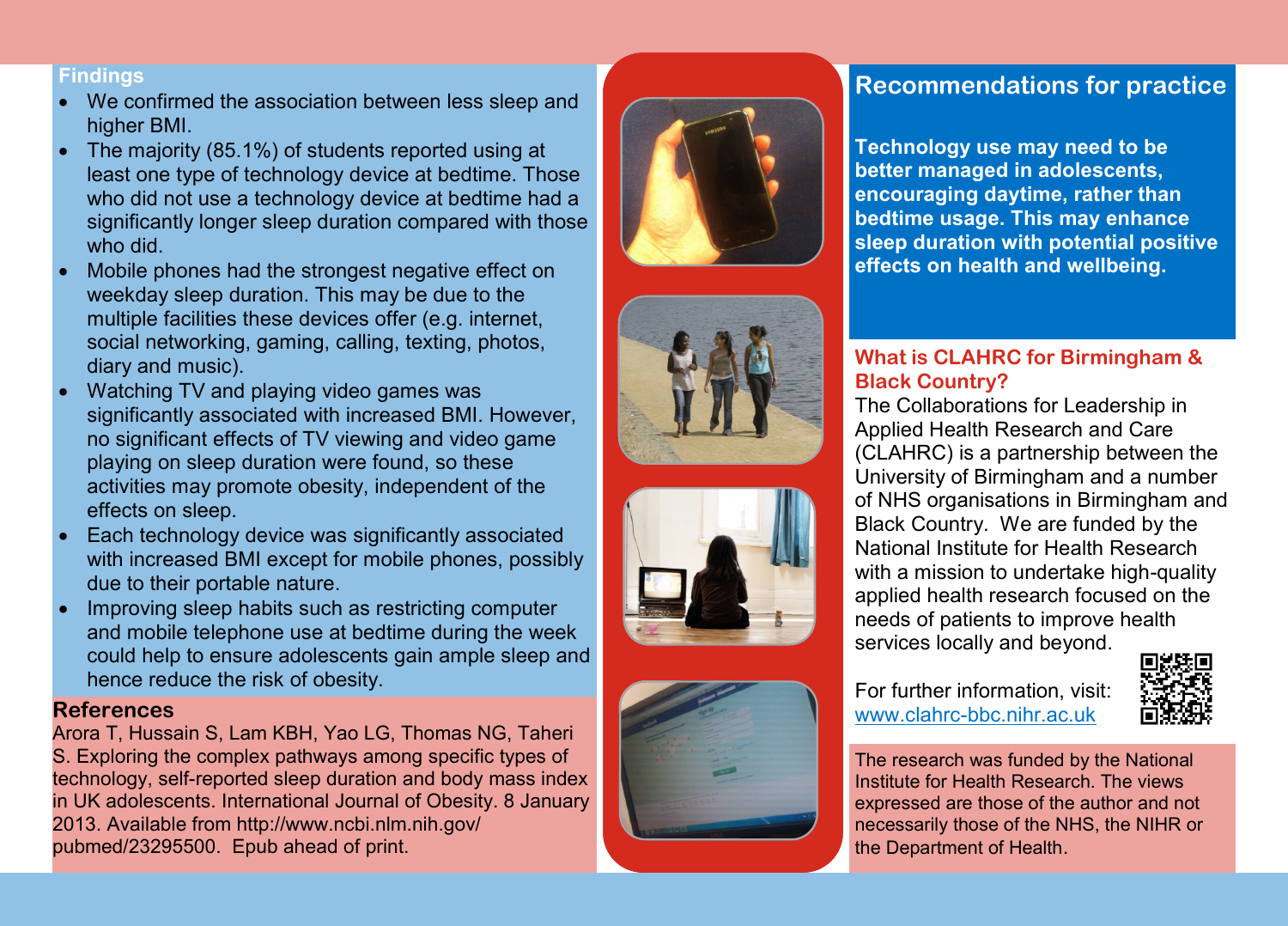## Findings

- We confirmed the association between less sleep and higher BMI.
- The majority (85.1%) of students reported using at least one type of technology device at bedtime. Those who did not use a technology device at bedtime had a significantly longer sleep duration compared with those who did.
- Mobile phones had the strongest negative effect on weekday sleep duration. This may be due to the multiple facilities these devices offer (e.g. internet, social networking, gaming, calling, texting, photos, diary and music).
- Watching TV and playing video games was significantly associated with increased BMI. However, no significant effects of TV viewing and video game playing on sleep duration were found, so these activities may promote obesity, independent of the effects on sleep.
- Each technology device was significantly associated with increased BMI except for mobile phones, possibly due to their portable nature.
- Improving sleep habits such as restricting computer and mobile telephone use at bedtime during the week could help to ensure adolescents gain ample sleep and hence reduce the risk of obesity.

## References

Arora T, Hussain S, Lam KBH, Yao LG, Thomas NG, Taheri S. Exploring the complex pathways among specific types of technology, self-reported sleep duration and body mass index in UK adolescents. International Journal of Obesity. 8 January 2013. Available from http://www.ncbi.nlm.nih.gov/pubmed/23295500. Epub ahead of print.

## Recommendations for practice

**Technology use may need to be better managed in adolescents, encouraging daytime, rather than bedtime usage. This may enhance sleep duration with potential positive effects on health and wellbeing.**

### What is CLAHRC for Birmingham & Black Country?

The Collaborations for Leadership in Applied Health Research and Care (CLAHRC) is a partnership between the University of Birmingham and a number of NHS organisations in Birmingham and Black Country. We are funded by the National Institute for Health Research with a mission to undertake high-quality applied health research focused on the needs of patients to improve health services locally and beyond.

For further information, visit: www.clahrc-bbc.nihr.ac.uk

The research was funded by the National Institute for Health Research. The views expressed are those of the author and not necessarily those of the NHS, the NIHR or the Department of Health.